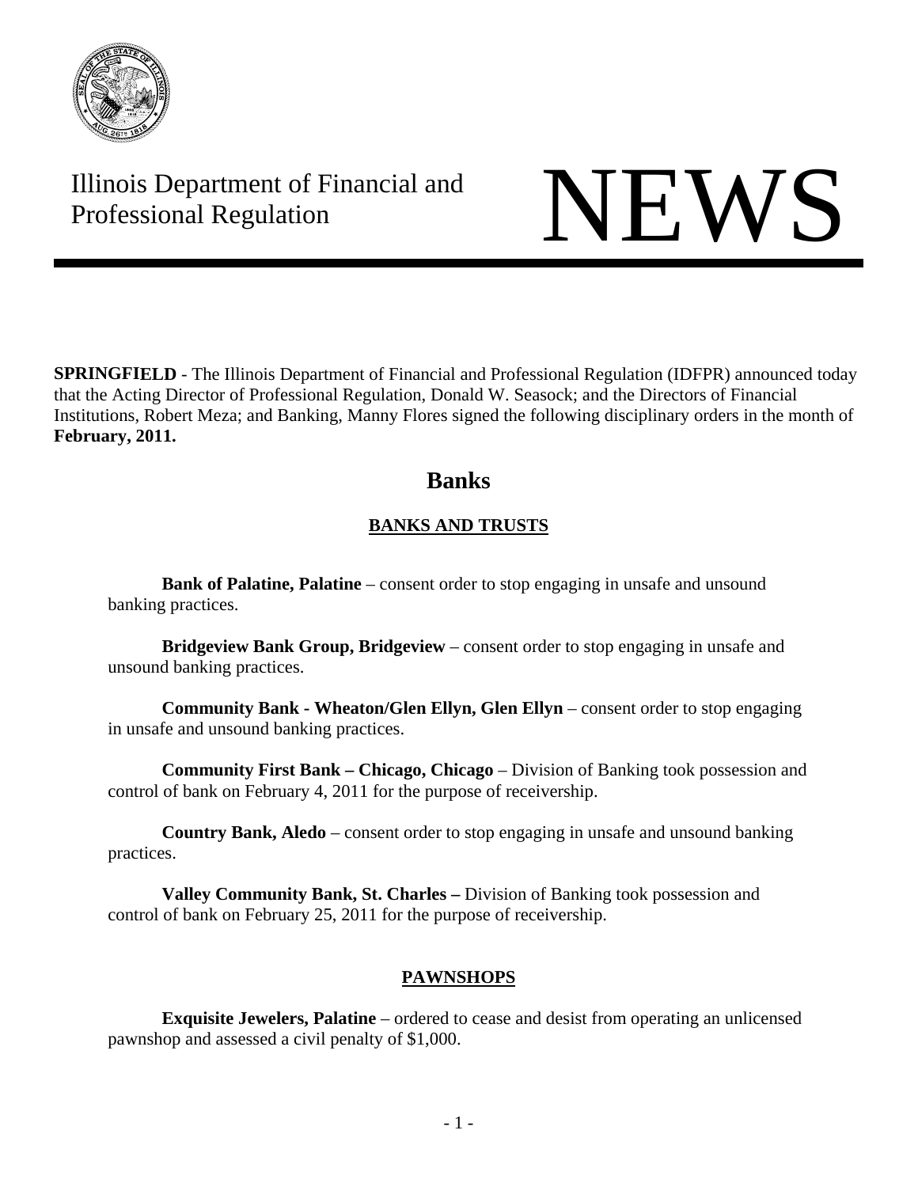Illinois Department of Financial and Professional Regulation

# NEWS

**SPRINGFIELD** - The Illinois Department of Financial and Professional Regulation (IDFPR) announced today that the Acting Director of Professional Regulation, Donald W. Seasock; and the Directors of Financial Institutions, Robert Meza; and Banking, Manny Flores signed the following disciplinary orders in the month of **February, 2011.**

## Banks

### BANKS AND TRUSTS

**Bank of Palatine, Palatine** – consent order to stop engaging in unsafe and unsound banking practices.

**Bridgeview Bank Group, Bridgeview** – consent order to stop engaging in unsafe and unsound banking practices.

**Community Bank - Wheaton/Glen Ellyn, Glen Ellyn** – consent order to stop engaging in unsafe and unsound banking practices.

**Community First Bank – Chicago, Chicago** – Division of Banking took possession and control of bank on February 4, 2011 for the purpose of receivership.

**Country Bank, Aledo** – consent order to stop engaging in unsafe and unsound banking practices.

**Valley Community Bank, St. Charles –** Division of Banking took possession and control of bank on February 25, 2011 for the purpose of receivership.

### PAWNSHOPS

**Exquisite Jewelers, Palatine** – ordered to cease and desist from operating an unlicensed pawnshop and assessed a civil penalty of $1,000.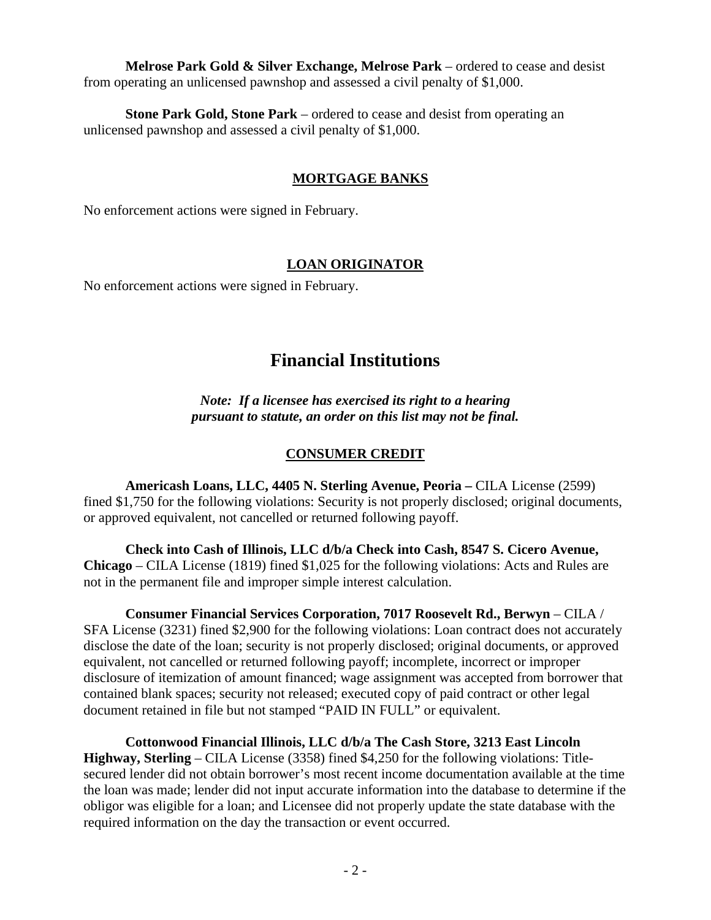**Melrose Park Gold & Silver Exchange, Melrose Park** – ordered to cease and desist from operating an unlicensed pawnshop and assessed a civil penalty of $1,000.

**Stone Park Gold, Stone Park** – ordered to cease and desist from operating an unlicensed pawnshop and assessed a civil penalty of $1,000.

### MORTGAGE BANKS

No enforcement actions were signed in February.

### LOAN ORIGINATOR

No enforcement actions were signed in February.

# Financial Institutions

***Note: If a licensee has exercised its right to a hearing pursuant to statute, an order on this list may not be final.***

### CONSUMER CREDIT

**Americash Loans, LLC, 4405 N. Sterling Avenue, Peoria –** CILA License (2599) fined $1,750 for the following violations: Security is not properly disclosed; original documents, or approved equivalent, not cancelled or returned following payoff.

**Check into Cash of Illinois, LLC d/b/a Check into Cash, 8547 S. Cicero Avenue, Chicago** – CILA License (1819) fined $1,025 for the following violations: Acts and Rules are not in the permanent file and improper simple interest calculation.

**Consumer Financial Services Corporation, 7017 Roosevelt Rd., Berwyn** – CILA / SFA License (3231) fined $2,900 for the following violations: Loan contract does not accurately disclose the date of the loan; security is not properly disclosed; original documents, or approved equivalent, not cancelled or returned following payoff; incomplete, incorrect or improper disclosure of itemization of amount financed; wage assignment was accepted from borrower that contained blank spaces; security not released; executed copy of paid contract or other legal document retained in file but not stamped "PAID IN FULL" or equivalent.

**Cottonwood Financial Illinois, LLC d/b/a The Cash Store, 3213 East Lincoln Highway, Sterling** – CILA License (3358) fined $4,250 for the following violations: Title-secured lender did not obtain borrower's most recent income documentation available at the time the loan was made; lender did not input accurate information into the database to determine if the obligor was eligible for a loan; and Licensee did not properly update the state database with the required information on the day the transaction or event occurred.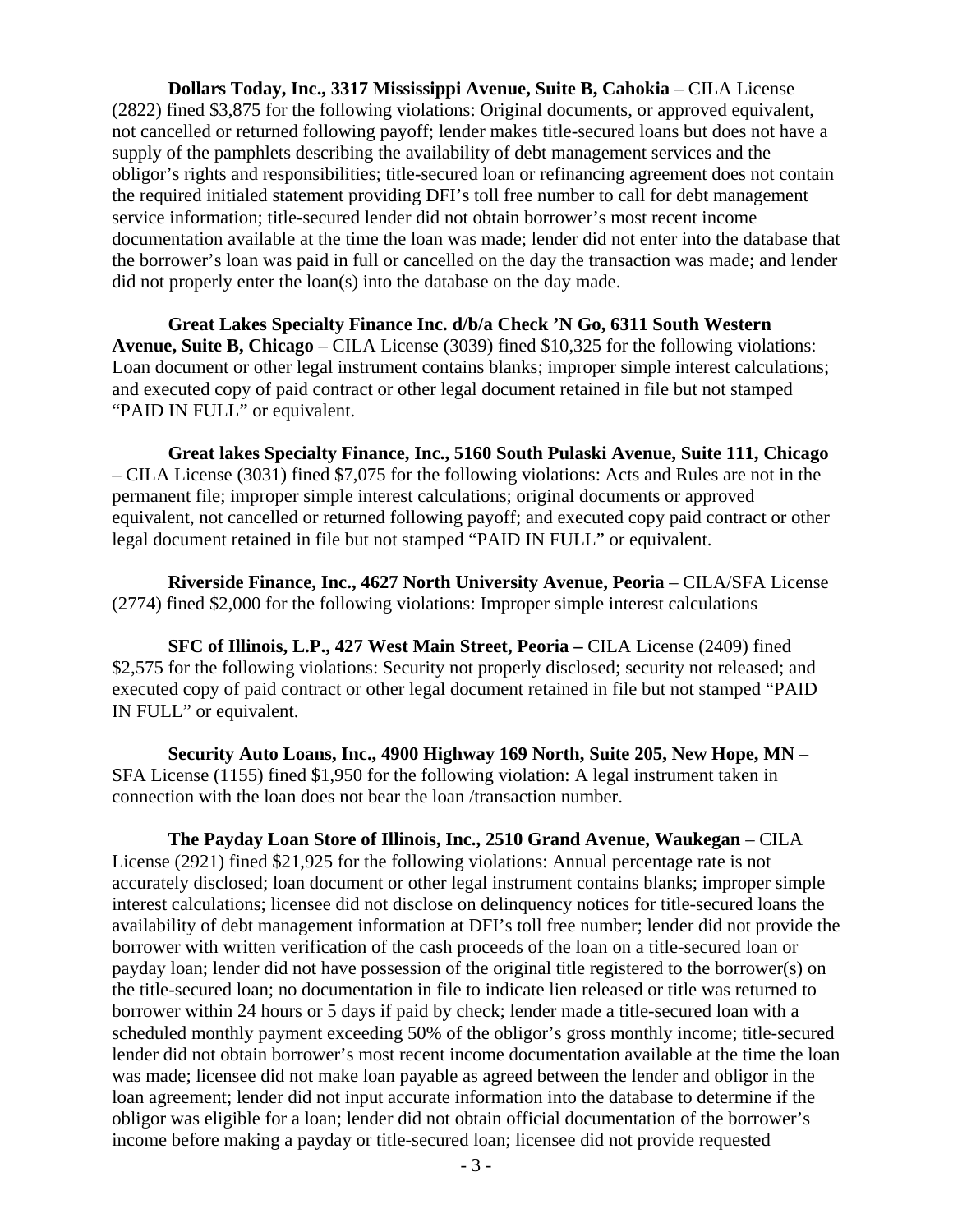**Dollars Today, Inc., 3317 Mississippi Avenue, Suite B, Cahokia** – CILA License (2822) fined $3,875 for the following violations: Original documents, or approved equivalent, not cancelled or returned following payoff; lender makes title-secured loans but does not have a supply of the pamphlets describing the availability of debt management services and the obligor's rights and responsibilities; title-secured loan or refinancing agreement does not contain the required initialed statement providing DFI's toll free number to call for debt management service information; title-secured lender did not obtain borrower's most recent income documentation available at the time the loan was made; lender did not enter into the database that the borrower's loan was paid in full or cancelled on the day the transaction was made; and lender did not properly enter the loan(s) into the database on the day made.

**Great Lakes Specialty Finance Inc. d/b/a Check 'N Go, 6311 South Western Avenue, Suite B, Chicago** – CILA License (3039) fined $10,325 for the following violations: Loan document or other legal instrument contains blanks; improper simple interest calculations; and executed copy of paid contract or other legal document retained in file but not stamped "PAID IN FULL" or equivalent.

**Great lakes Specialty Finance, Inc., 5160 South Pulaski Avenue, Suite 111, Chicago** – CILA License (3031) fined $7,075 for the following violations: Acts and Rules are not in the permanent file; improper simple interest calculations; original documents or approved equivalent, not cancelled or returned following payoff; and executed copy paid contract or other legal document retained in file but not stamped "PAID IN FULL" or equivalent.

**Riverside Finance, Inc., 4627 North University Avenue, Peoria** – CILA/SFA License (2774) fined $2,000 for the following violations: Improper simple interest calculations

**SFC of Illinois, L.P., 427 West Main Street, Peoria –** CILA License (2409) fined $2,575 for the following violations: Security not properly disclosed; security not released; and executed copy of paid contract or other legal document retained in file but not stamped "PAID IN FULL" or equivalent.

**Security Auto Loans, Inc., 4900 Highway 169 North, Suite 205, New Hope, MN** – SFA License (1155) fined $1,950 for the following violation: A legal instrument taken in connection with the loan does not bear the loan /transaction number.

**The Payday Loan Store of Illinois, Inc., 2510 Grand Avenue, Waukegan** – CILA License (2921) fined $21,925 for the following violations: Annual percentage rate is not accurately disclosed; loan document or other legal instrument contains blanks; improper simple interest calculations; licensee did not disclose on delinquency notices for title-secured loans the availability of debt management information at DFI's toll free number; lender did not provide the borrower with written verification of the cash proceeds of the loan on a title-secured loan or payday loan; lender did not have possession of the original title registered to the borrower(s) on the title-secured loan; no documentation in file to indicate lien released or title was returned to borrower within 24 hours or 5 days if paid by check; lender made a title-secured loan with a scheduled monthly payment exceeding 50% of the obligor's gross monthly income; title-secured lender did not obtain borrower's most recent income documentation available at the time the loan was made; licensee did not make loan payable as agreed between the lender and obligor in the loan agreement; lender did not input accurate information into the database to determine if the obligor was eligible for a loan; lender did not obtain official documentation of the borrower's income before making a payday or title-secured loan; licensee did not provide requested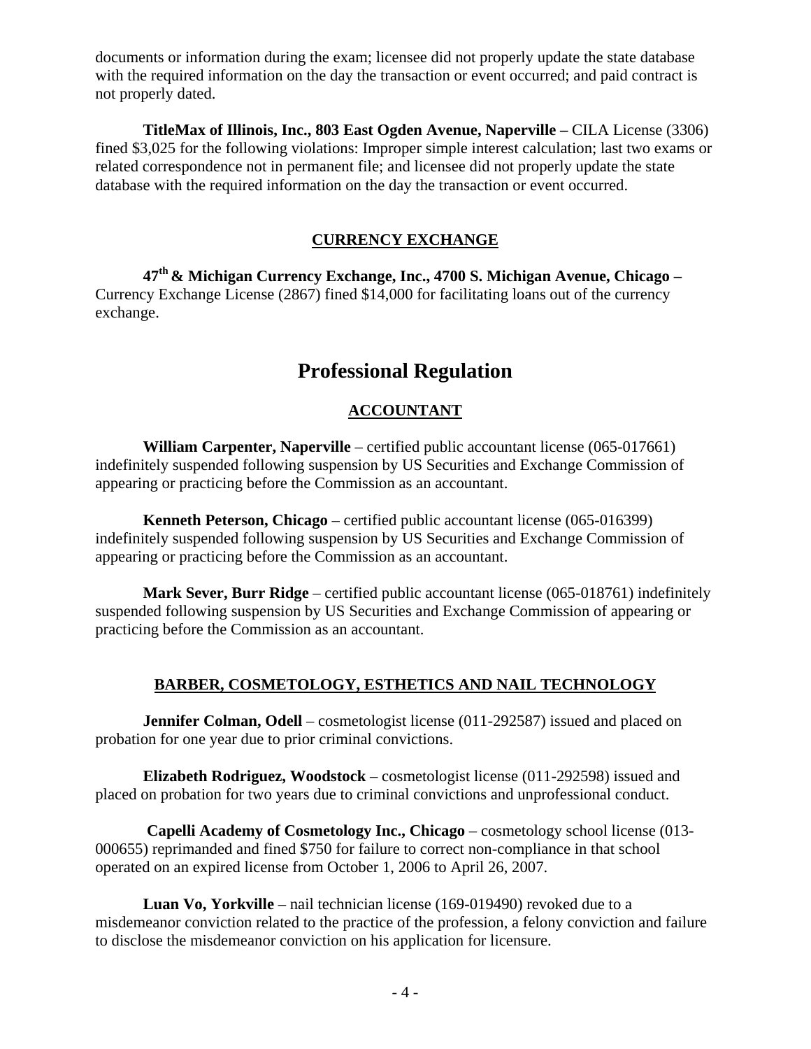documents or information during the exam; licensee did not properly update the state database with the required information on the day the transaction or event occurred; and paid contract is not properly dated.

**TitleMax of Illinois, Inc., 803 East Ogden Avenue, Naperville –** CILA License (3306) fined $3,025 for the following violations: Improper simple interest calculation; last two exams or related correspondence not in permanent file; and licensee did not properly update the state database with the required information on the day the transaction or event occurred.

### CURRENCY EXCHANGE

**47th & Michigan Currency Exchange, Inc., 4700 S. Michigan Avenue, Chicago –** Currency Exchange License (2867) fined $14,000 for facilitating loans out of the currency exchange.

## Professional Regulation

### ACCOUNTANT

**William Carpenter, Naperville** – certified public accountant license (065-017661) indefinitely suspended following suspension by US Securities and Exchange Commission of appearing or practicing before the Commission as an accountant.

**Kenneth Peterson, Chicago** – certified public accountant license (065-016399) indefinitely suspended following suspension by US Securities and Exchange Commission of appearing or practicing before the Commission as an accountant.

**Mark Sever, Burr Ridge** – certified public accountant license (065-018761) indefinitely suspended following suspension by US Securities and Exchange Commission of appearing or practicing before the Commission as an accountant.

### BARBER, COSMETOLOGY, ESTHETICS AND NAIL TECHNOLOGY

**Jennifer Colman, Odell** – cosmetologist license (011-292587) issued and placed on probation for one year due to prior criminal convictions.

**Elizabeth Rodriguez, Woodstock** – cosmetologist license (011-292598) issued and placed on probation for two years due to criminal convictions and unprofessional conduct.

**Capelli Academy of Cosmetology Inc., Chicago** – cosmetology school license (013-000655) reprimanded and fined $750 for failure to correct non-compliance in that school operated on an expired license from October 1, 2006 to April 26, 2007.

**Luan Vo, Yorkville** – nail technician license (169-019490) revoked due to a misdemeanor conviction related to the practice of the profession, a felony conviction and failure to disclose the misdemeanor conviction on his application for licensure.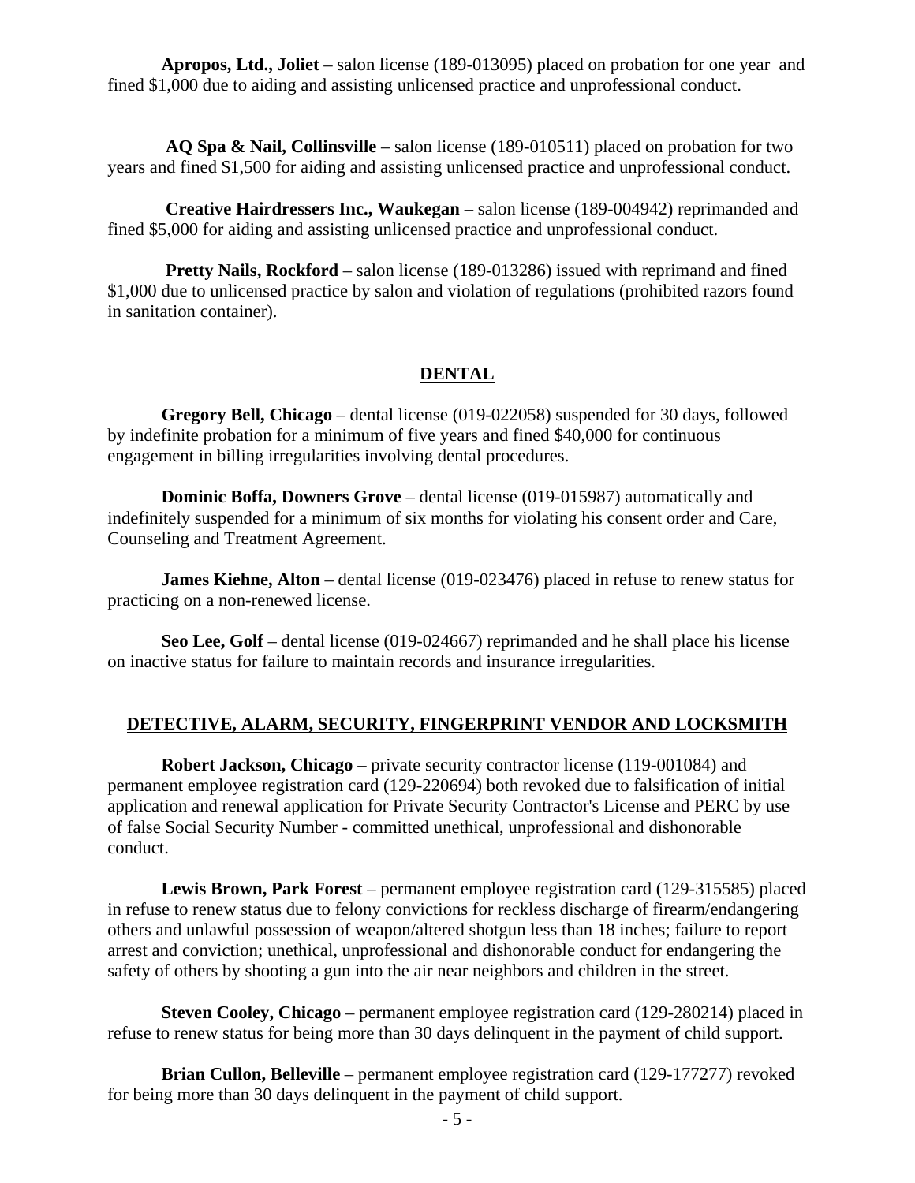**Apropos, Ltd., Joliet** – salon license (189-013095) placed on probation for one year and fined $1,000 due to aiding and assisting unlicensed practice and unprofessional conduct.

**AQ Spa & Nail, Collinsville** – salon license (189-010511) placed on probation for two years and fined $1,500 for aiding and assisting unlicensed practice and unprofessional conduct.

**Creative Hairdressers Inc., Waukegan** – salon license (189-004942) reprimanded and fined $5,000 for aiding and assisting unlicensed practice and unprofessional conduct.

**Pretty Nails, Rockford** – salon license (189-013286) issued with reprimand and fined $1,000 due to unlicensed practice by salon and violation of regulations (prohibited razors found in sanitation container).

## DENTAL

**Gregory Bell, Chicago** – dental license (019-022058) suspended for 30 days, followed by indefinite probation for a minimum of five years and fined $40,000 for continuous engagement in billing irregularities involving dental procedures.

**Dominic Boffa, Downers Grove** – dental license (019-015987) automatically and indefinitely suspended for a minimum of six months for violating his consent order and Care, Counseling and Treatment Agreement.

**James Kiehne, Alton** – dental license (019-023476) placed in refuse to renew status for practicing on a non-renewed license.

**Seo Lee, Golf** – dental license (019-024667) reprimanded and he shall place his license on inactive status for failure to maintain records and insurance irregularities.

## DETECTIVE, ALARM, SECURITY, FINGERPRINT VENDOR AND LOCKSMITH

**Robert Jackson, Chicago** – private security contractor license (119-001084) and permanent employee registration card (129-220694) both revoked due to falsification of initial application and renewal application for Private Security Contractor's License and PERC by use of false Social Security Number - committed unethical, unprofessional and dishonorable conduct.

**Lewis Brown, Park Forest** – permanent employee registration card (129-315585) placed in refuse to renew status due to felony convictions for reckless discharge of firearm/endangering others and unlawful possession of weapon/altered shotgun less than 18 inches; failure to report arrest and conviction; unethical, unprofessional and dishonorable conduct for endangering the safety of others by shooting a gun into the air near neighbors and children in the street.

**Steven Cooley, Chicago** – permanent employee registration card (129-280214) placed in refuse to renew status for being more than 30 days delinquent in the payment of child support.

**Brian Cullon, Belleville** – permanent employee registration card (129-177277) revoked for being more than 30 days delinquent in the payment of child support.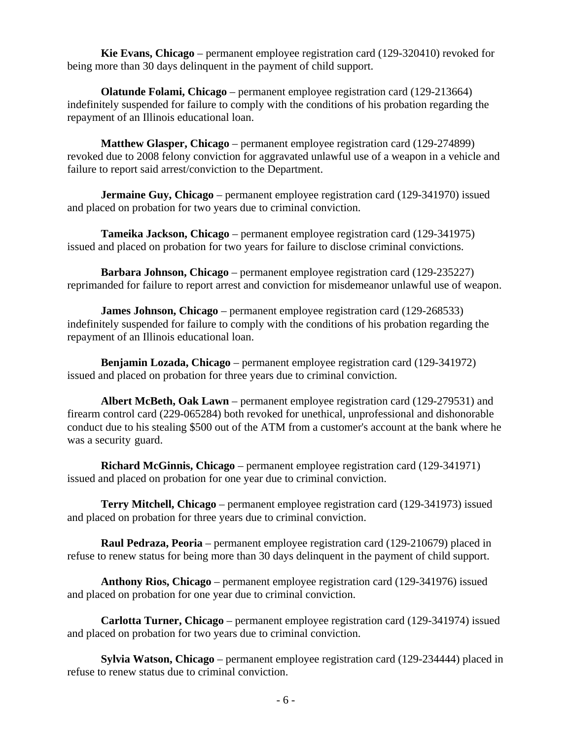**Kie Evans, Chicago** – permanent employee registration card (129-320410) revoked for being more than 30 days delinquent in the payment of child support.

**Olatunde Folami, Chicago** – permanent employee registration card (129-213664) indefinitely suspended for failure to comply with the conditions of his probation regarding the repayment of an Illinois educational loan.

**Matthew Glasper, Chicago** – permanent employee registration card (129-274899) revoked due to 2008 felony conviction for aggravated unlawful use of a weapon in a vehicle and failure to report said arrest/conviction to the Department.

**Jermaine Guy, Chicago** – permanent employee registration card (129-341970) issued and placed on probation for two years due to criminal conviction.

**Tameika Jackson, Chicago** – permanent employee registration card (129-341975) issued and placed on probation for two years for failure to disclose criminal convictions.

**Barbara Johnson, Chicago** – permanent employee registration card (129-235227) reprimanded for failure to report arrest and conviction for misdemeanor unlawful use of weapon.

**James Johnson, Chicago** – permanent employee registration card (129-268533) indefinitely suspended for failure to comply with the conditions of his probation regarding the repayment of an Illinois educational loan.

**Benjamin Lozada, Chicago** – permanent employee registration card (129-341972) issued and placed on probation for three years due to criminal conviction.

**Albert McBeth, Oak Lawn** – permanent employee registration card (129-279531) and firearm control card (229-065284) both revoked for unethical, unprofessional and dishonorable conduct due to his stealing $500 out of the ATM from a customer's account at the bank where he was a security guard.

**Richard McGinnis, Chicago** – permanent employee registration card (129-341971) issued and placed on probation for one year due to criminal conviction.

**Terry Mitchell, Chicago** – permanent employee registration card (129-341973) issued and placed on probation for three years due to criminal conviction.

**Raul Pedraza, Peoria** – permanent employee registration card (129-210679) placed in refuse to renew status for being more than 30 days delinquent in the payment of child support.

**Anthony Rios, Chicago** – permanent employee registration card (129-341976) issued and placed on probation for one year due to criminal conviction.

**Carlotta Turner, Chicago** – permanent employee registration card (129-341974) issued and placed on probation for two years due to criminal conviction.

**Sylvia Watson, Chicago** – permanent employee registration card (129-234444) placed in refuse to renew status due to criminal conviction.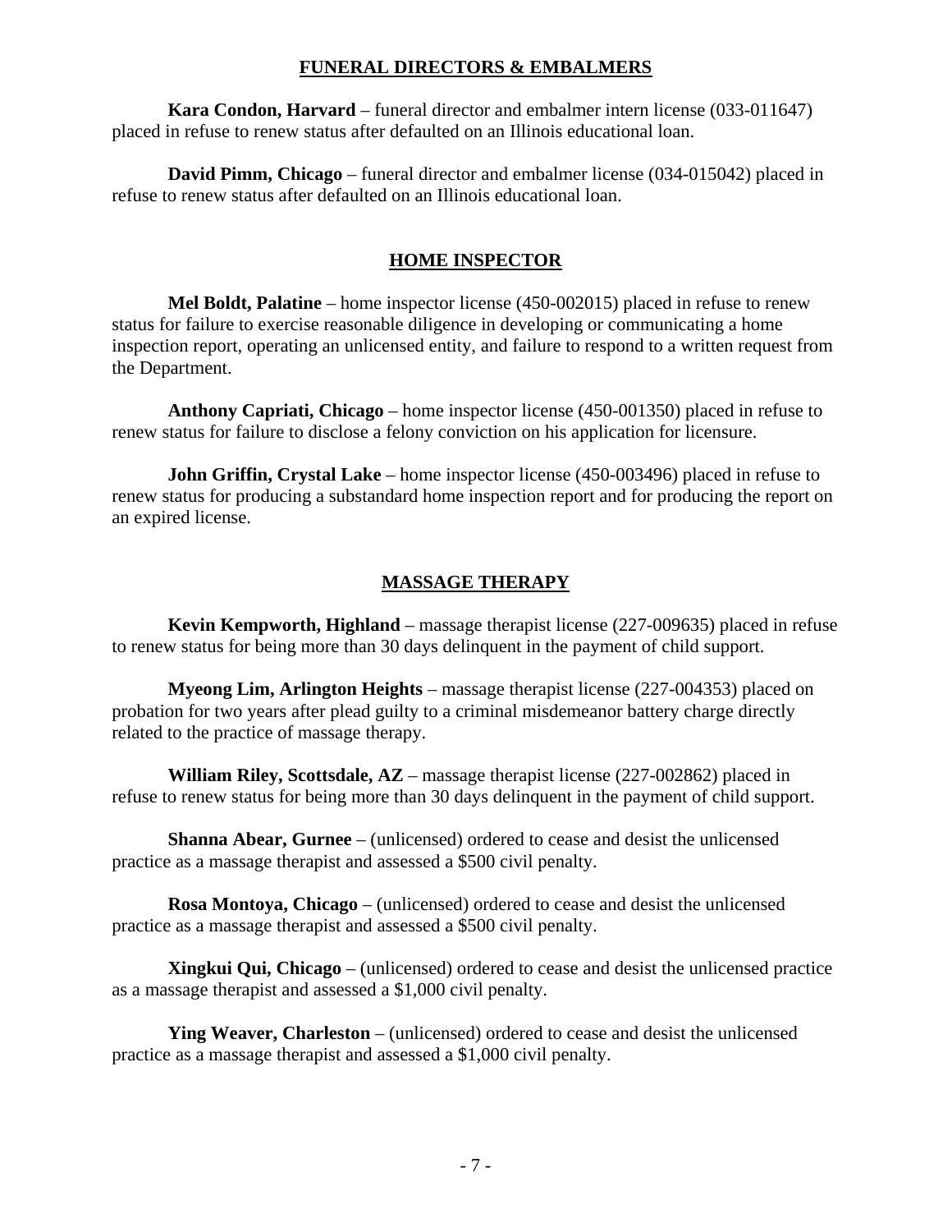## FUNERAL DIRECTORS & EMBALMERS

**Kara Condon, Harvard** – funeral director and embalmer intern license (033-011647) placed in refuse to renew status after defaulted on an Illinois educational loan.

**David Pimm, Chicago** – funeral director and embalmer license (034-015042) placed in refuse to renew status after defaulted on an Illinois educational loan.

## HOME INSPECTOR

**Mel Boldt, Palatine** – home inspector license (450-002015) placed in refuse to renew status for failure to exercise reasonable diligence in developing or communicating a home inspection report, operating an unlicensed entity, and failure to respond to a written request from the Department.

**Anthony Capriati, Chicago** – home inspector license (450-001350) placed in refuse to renew status for failure to disclose a felony conviction on his application for licensure.

**John Griffin, Crystal Lake** – home inspector license (450-003496) placed in refuse to renew status for producing a substandard home inspection report and for producing the report on an expired license.

## MASSAGE THERAPY

**Kevin Kempworth, Highland** – massage therapist license (227-009635) placed in refuse to renew status for being more than 30 days delinquent in the payment of child support.

**Myeong Lim, Arlington Heights** – massage therapist license (227-004353) placed on probation for two years after plead guilty to a criminal misdemeanor battery charge directly related to the practice of massage therapy.

**William Riley, Scottsdale, AZ** – massage therapist license (227-002862) placed in refuse to renew status for being more than 30 days delinquent in the payment of child support.

**Shanna Abear, Gurnee** – (unlicensed) ordered to cease and desist the unlicensed practice as a massage therapist and assessed a $500 civil penalty.

**Rosa Montoya, Chicago** – (unlicensed) ordered to cease and desist the unlicensed practice as a massage therapist and assessed a $500 civil penalty.

**Xingkui Qui, Chicago** – (unlicensed) ordered to cease and desist the unlicensed practice as a massage therapist and assessed a $1,000 civil penalty.

**Ying Weaver, Charleston** – (unlicensed) ordered to cease and desist the unlicensed practice as a massage therapist and assessed a $1,000 civil penalty.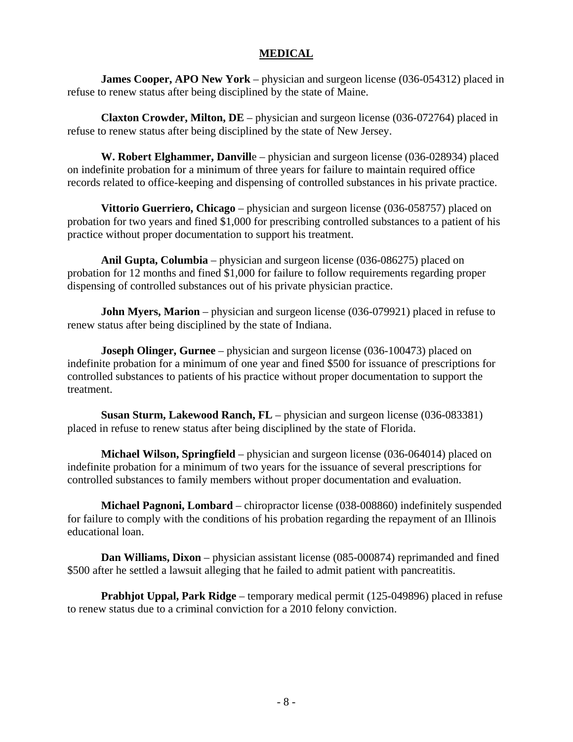## MEDICAL

**James Cooper, APO New York** – physician and surgeon license (036-054312) placed in refuse to renew status after being disciplined by the state of Maine.

**Claxton Crowder, Milton, DE** – physician and surgeon license (036-072764) placed in refuse to renew status after being disciplined by the state of New Jersey.

**W. Robert Elghammer, Danville** – physician and surgeon license (036-028934) placed on indefinite probation for a minimum of three years for failure to maintain required office records related to office-keeping and dispensing of controlled substances in his private practice.

**Vittorio Guerriero, Chicago** – physician and surgeon license (036-058757) placed on probation for two years and fined $1,000 for prescribing controlled substances to a patient of his practice without proper documentation to support his treatment.

**Anil Gupta, Columbia** – physician and surgeon license (036-086275) placed on probation for 12 months and fined $1,000 for failure to follow requirements regarding proper dispensing of controlled substances out of his private physician practice.

**John Myers, Marion** – physician and surgeon license (036-079921) placed in refuse to renew status after being disciplined by the state of Indiana.

**Joseph Olinger, Gurnee** – physician and surgeon license (036-100473) placed on indefinite probation for a minimum of one year and fined $500 for issuance of prescriptions for controlled substances to patients of his practice without proper documentation to support the treatment.

**Susan Sturm, Lakewood Ranch, FL** – physician and surgeon license (036-083381) placed in refuse to renew status after being disciplined by the state of Florida.

**Michael Wilson, Springfield** – physician and surgeon license (036-064014) placed on indefinite probation for a minimum of two years for the issuance of several prescriptions for controlled substances to family members without proper documentation and evaluation.

**Michael Pagnoni, Lombard** – chiropractor license (038-008860) indefinitely suspended for failure to comply with the conditions of his probation regarding the repayment of an Illinois educational loan.

**Dan Williams, Dixon** – physician assistant license (085-000874) reprimanded and fined $500 after he settled a lawsuit alleging that he failed to admit patient with pancreatitis.

**Prabhjot Uppal, Park Ridge** – temporary medical permit (125-049896) placed in refuse to renew status due to a criminal conviction for a 2010 felony conviction.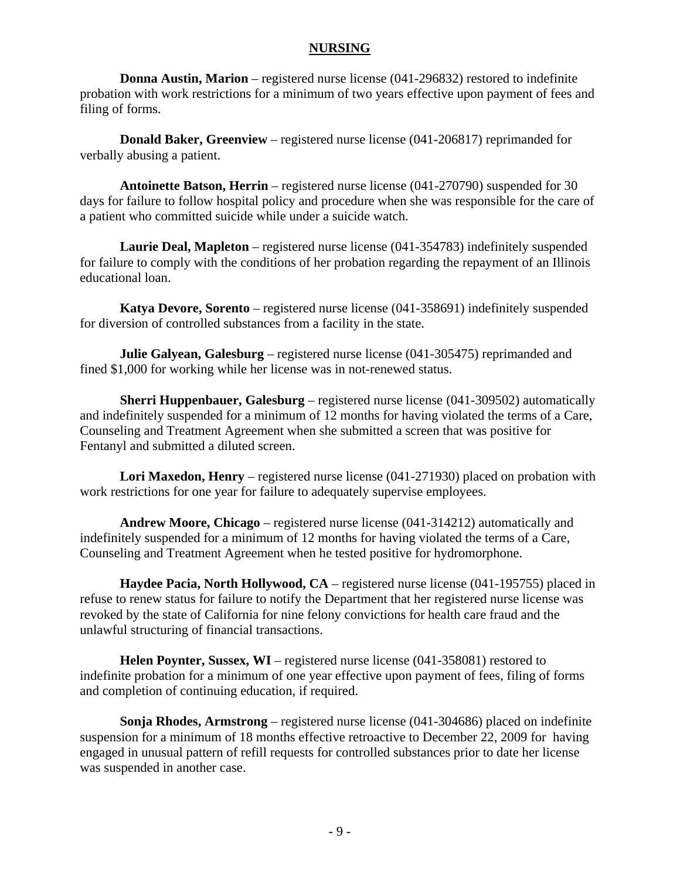## NURSING

**Donna Austin, Marion** – registered nurse license (041-296832) restored to indefinite probation with work restrictions for a minimum of two years effective upon payment of fees and filing of forms.

**Donald Baker, Greenview** – registered nurse license (041-206817) reprimanded for verbally abusing a patient.

**Antoinette Batson, Herrin** – registered nurse license (041-270790) suspended for 30 days for failure to follow hospital policy and procedure when she was responsible for the care of a patient who committed suicide while under a suicide watch.

**Laurie Deal, Mapleton** – registered nurse license (041-354783) indefinitely suspended for failure to comply with the conditions of her probation regarding the repayment of an Illinois educational loan.

**Katya Devore, Sorento** – registered nurse license (041-358691) indefinitely suspended for diversion of controlled substances from a facility in the state.

**Julie Galyean, Galesburg** – registered nurse license (041-305475) reprimanded and fined $1,000 for working while her license was in not-renewed status.

**Sherri Huppenbauer, Galesburg** – registered nurse license (041-309502) automatically and indefinitely suspended for a minimum of 12 months for having violated the terms of a Care, Counseling and Treatment Agreement when she submitted a screen that was positive for Fentanyl and submitted a diluted screen.

**Lori Maxedon, Henry** – registered nurse license (041-271930) placed on probation with work restrictions for one year for failure to adequately supervise employees.

**Andrew Moore, Chicago** – registered nurse license (041-314212) automatically and indefinitely suspended for a minimum of 12 months for having violated the terms of a Care, Counseling and Treatment Agreement when he tested positive for hydromorphone.

**Haydee Pacia, North Hollywood, CA** – registered nurse license (041-195755) placed in refuse to renew status for failure to notify the Department that her registered nurse license was revoked by the state of California for nine felony convictions for health care fraud and the unlawful structuring of financial transactions.

**Helen Poynter, Sussex, WI** – registered nurse license (041-358081) restored to indefinite probation for a minimum of one year effective upon payment of fees, filing of forms and completion of continuing education, if required.

**Sonja Rhodes, Armstrong** – registered nurse license (041-304686) placed on indefinite suspension for a minimum of 18 months effective retroactive to December 22, 2009 for having engaged in unusual pattern of refill requests for controlled substances prior to date her license was suspended in another case.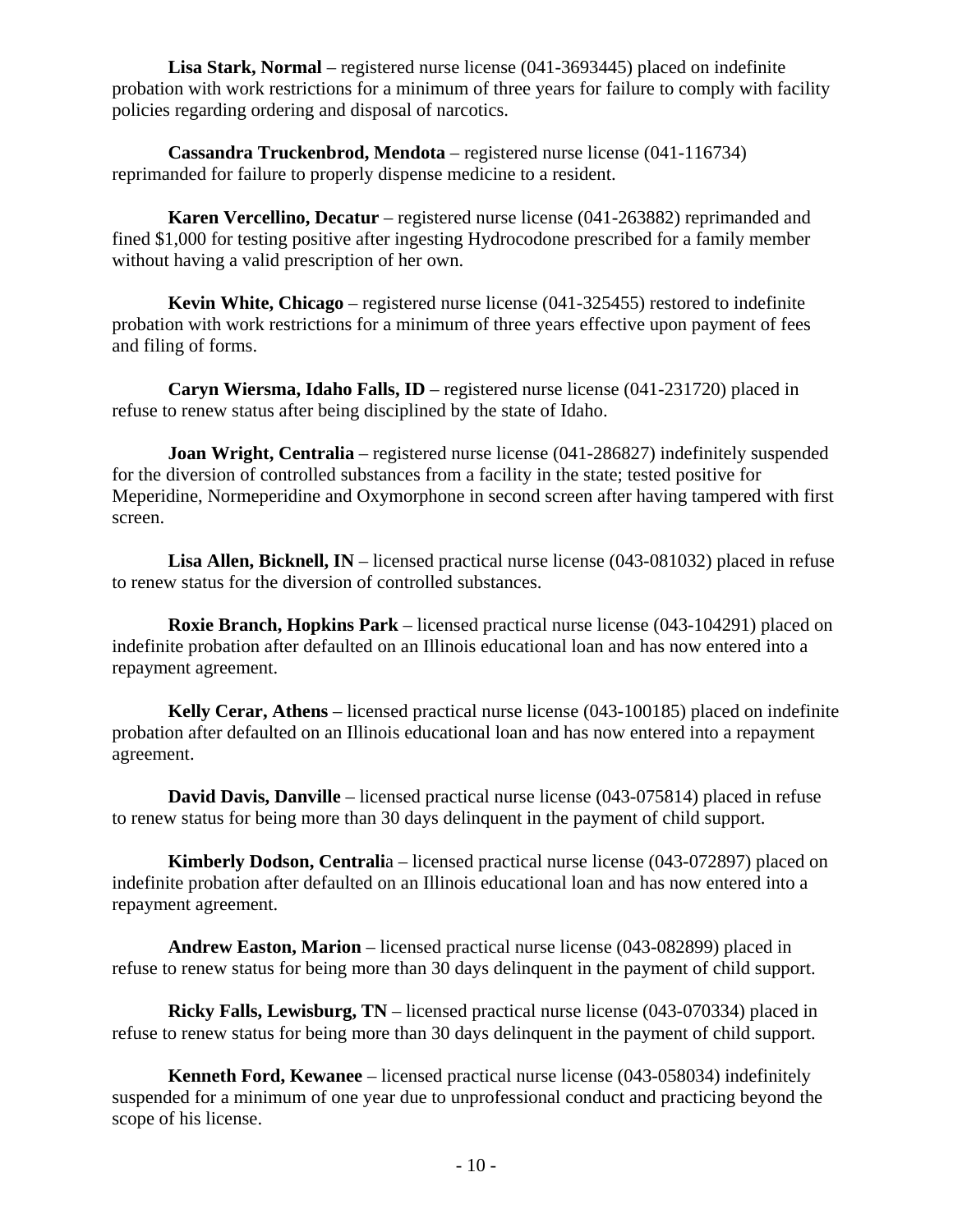**Lisa Stark, Normal** – registered nurse license (041-3693445) placed on indefinite probation with work restrictions for a minimum of three years for failure to comply with facility policies regarding ordering and disposal of narcotics.

**Cassandra Truckenbrod, Mendota** – registered nurse license (041-116734) reprimanded for failure to properly dispense medicine to a resident.

**Karen Vercellino, Decatur** – registered nurse license (041-263882) reprimanded and fined $1,000 for testing positive after ingesting Hydrocodone prescribed for a family member without having a valid prescription of her own.

**Kevin White, Chicago** – registered nurse license (041-325455) restored to indefinite probation with work restrictions for a minimum of three years effective upon payment of fees and filing of forms.

**Caryn Wiersma, Idaho Falls, ID** – registered nurse license (041-231720) placed in refuse to renew status after being disciplined by the state of Idaho.

**Joan Wright, Centralia** – registered nurse license (041-286827) indefinitely suspended for the diversion of controlled substances from a facility in the state; tested positive for Meperidine, Normeperidine and Oxymorphone in second screen after having tampered with first screen.

**Lisa Allen, Bicknell, IN** – licensed practical nurse license (043-081032) placed in refuse to renew status for the diversion of controlled substances.

**Roxie Branch, Hopkins Park** – licensed practical nurse license (043-104291) placed on indefinite probation after defaulted on an Illinois educational loan and has now entered into a repayment agreement.

**Kelly Cerar, Athens** – licensed practical nurse license (043-100185) placed on indefinite probation after defaulted on an Illinois educational loan and has now entered into a repayment agreement.

**David Davis, Danville** – licensed practical nurse license (043-075814) placed in refuse to renew status for being more than 30 days delinquent in the payment of child support.

**Kimberly Dodson, Centrali**a – licensed practical nurse license (043-072897) placed on indefinite probation after defaulted on an Illinois educational loan and has now entered into a repayment agreement.

**Andrew Easton, Marion** – licensed practical nurse license (043-082899) placed in refuse to renew status for being more than 30 days delinquent in the payment of child support.

**Ricky Falls, Lewisburg, TN** – licensed practical nurse license (043-070334) placed in refuse to renew status for being more than 30 days delinquent in the payment of child support.

**Kenneth Ford, Kewanee** – licensed practical nurse license (043-058034) indefinitely suspended for a minimum of one year due to unprofessional conduct and practicing beyond the scope of his license.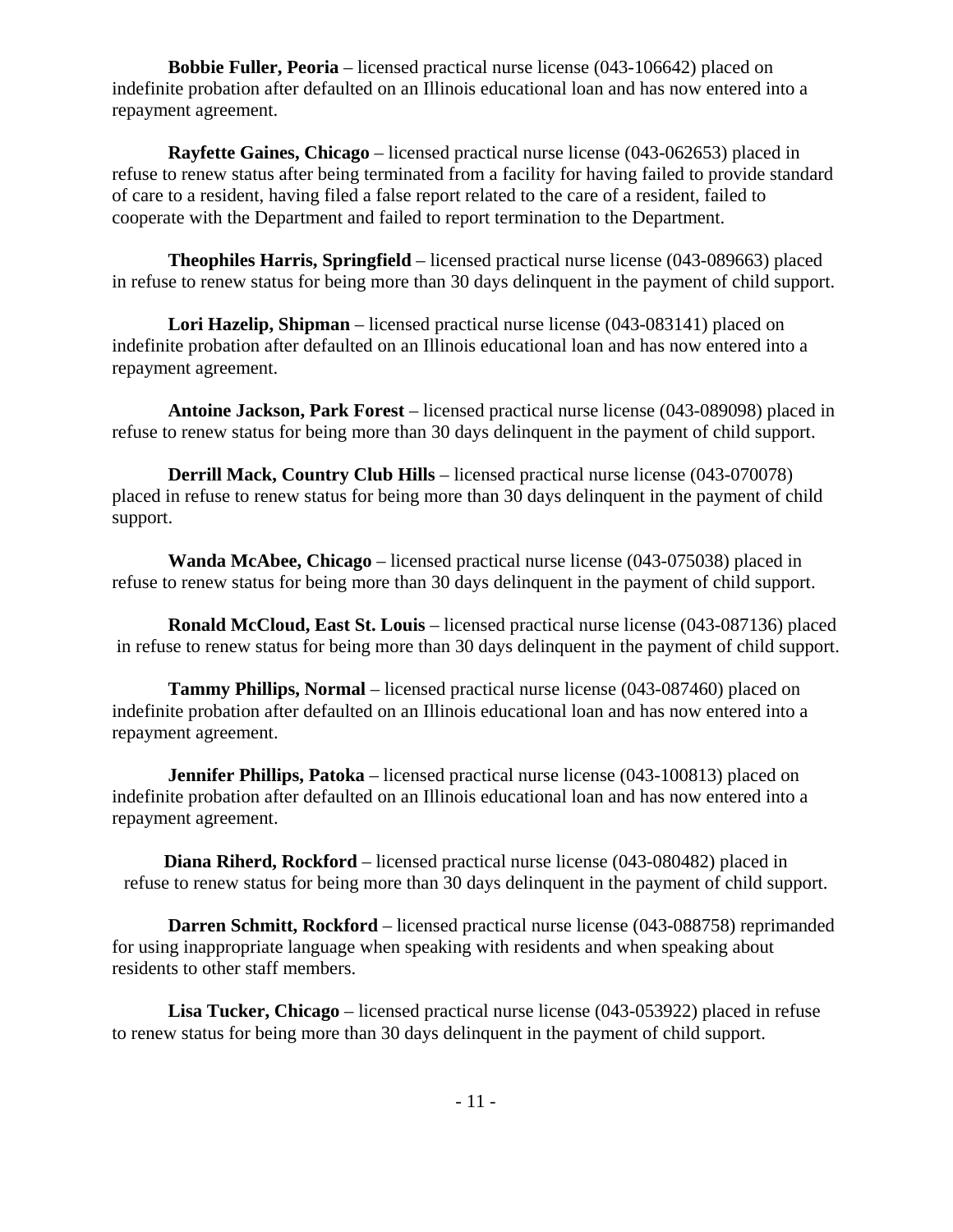**Bobbie Fuller, Peoria** – licensed practical nurse license (043-106642) placed on indefinite probation after defaulted on an Illinois educational loan and has now entered into a repayment agreement.

**Rayfette Gaines, Chicago** – licensed practical nurse license (043-062653) placed in refuse to renew status after being terminated from a facility for having failed to provide standard of care to a resident, having filed a false report related to the care of a resident, failed to cooperate with the Department and failed to report termination to the Department.

**Theophiles Harris, Springfield** – licensed practical nurse license (043-089663) placed in refuse to renew status for being more than 30 days delinquent in the payment of child support.

**Lori Hazelip, Shipman** – licensed practical nurse license (043-083141) placed on indefinite probation after defaulted on an Illinois educational loan and has now entered into a repayment agreement.

**Antoine Jackson, Park Forest** – licensed practical nurse license (043-089098) placed in refuse to renew status for being more than 30 days delinquent in the payment of child support.

**Derrill Mack, Country Club Hills** – licensed practical nurse license (043-070078) placed in refuse to renew status for being more than 30 days delinquent in the payment of child support.

**Wanda McAbee, Chicago** – licensed practical nurse license (043-075038) placed in refuse to renew status for being more than 30 days delinquent in the payment of child support.

**Ronald McCloud, East St. Louis** – licensed practical nurse license (043-087136) placed in refuse to renew status for being more than 30 days delinquent in the payment of child support.

**Tammy Phillips, Normal** – licensed practical nurse license (043-087460) placed on indefinite probation after defaulted on an Illinois educational loan and has now entered into a repayment agreement.

**Jennifer Phillips, Patoka** – licensed practical nurse license (043-100813) placed on indefinite probation after defaulted on an Illinois educational loan and has now entered into a repayment agreement.

**Diana Riherd, Rockford** – licensed practical nurse license (043-080482) placed in refuse to renew status for being more than 30 days delinquent in the payment of child support.

**Darren Schmitt, Rockford** – licensed practical nurse license (043-088758) reprimanded for using inappropriate language when speaking with residents and when speaking about residents to other staff members.

**Lisa Tucker, Chicago** – licensed practical nurse license (043-053922) placed in refuse to renew status for being more than 30 days delinquent in the payment of child support.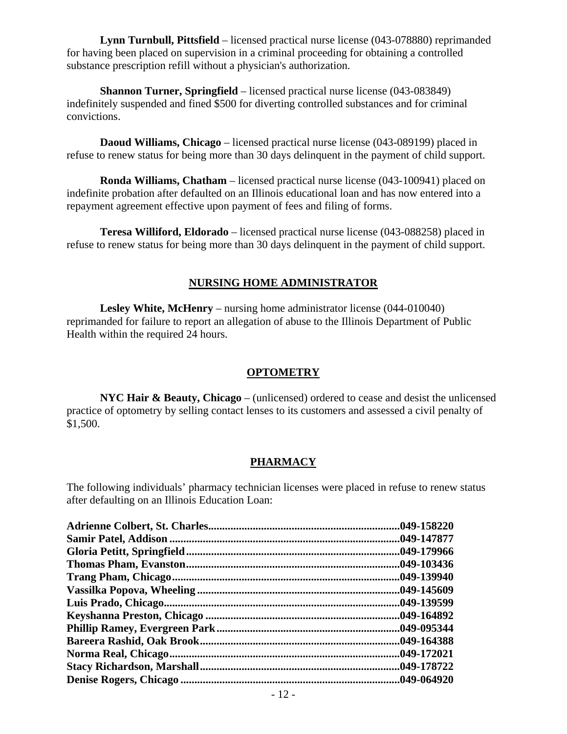**Lynn Turnbull, Pittsfield** – licensed practical nurse license (043-078880) reprimanded for having been placed on supervision in a criminal proceeding for obtaining a controlled substance prescription refill without a physician's authorization.

**Shannon Turner, Springfield** – licensed practical nurse license (043-083849) indefinitely suspended and fined $500 for diverting controlled substances and for criminal convictions.

**Daoud Williams, Chicago** – licensed practical nurse license (043-089199) placed in refuse to renew status for being more than 30 days delinquent in the payment of child support.

**Ronda Williams, Chatham** – licensed practical nurse license (043-100941) placed on indefinite probation after defaulted on an Illinois educational loan and has now entered into a repayment agreement effective upon payment of fees and filing of forms.

**Teresa Williford, Eldorado** – licensed practical nurse license (043-088258) placed in refuse to renew status for being more than 30 days delinquent in the payment of child support.

## NURSING HOME ADMINISTRATOR

**Lesley White, McHenry** – nursing home administrator license (044-010040) reprimanded for failure to report an allegation of abuse to the Illinois Department of Public Health within the required 24 hours.

## OPTOMETRY

**NYC Hair & Beauty, Chicago** – (unlicensed) ordered to cease and desist the unlicensed practice of optometry by selling contact lenses to its customers and assessed a civil penalty of $1,500.

## PHARMACY

The following individuals' pharmacy technician licenses were placed in refuse to renew status after defaulting on an Illinois Education Loan:

**Adrienne Colbert, St. Charles....................................................................049-158220**
**Samir Patel, Addison ..................................................................................049-147877**
**Gloria Petitt, Springfield............................................................................049-179966**
**Thomas Pham, Evanston............................................................................049-103436**
**Trang Pham, Chicago.................................................................................049-139940**
**Vassilka Popova, Wheeling .......................................................................049-145609**
**Luis Prado, Chicago...................................................................................049-139599**
**Keyshanna Preston, Chicago .....................................................................049-164892**
**Phillip Ramey, Evergreen Park.................................................................049-095344**
**Bareera Rashid, Oak Brook.......................................................................049-164388**
**Norma Real, Chicago..................................................................................049-172021**
**Stacy Richardson, Marshall.......................................................................049-178722**
**Denise Rogers, Chicago .............................................................................049-064920**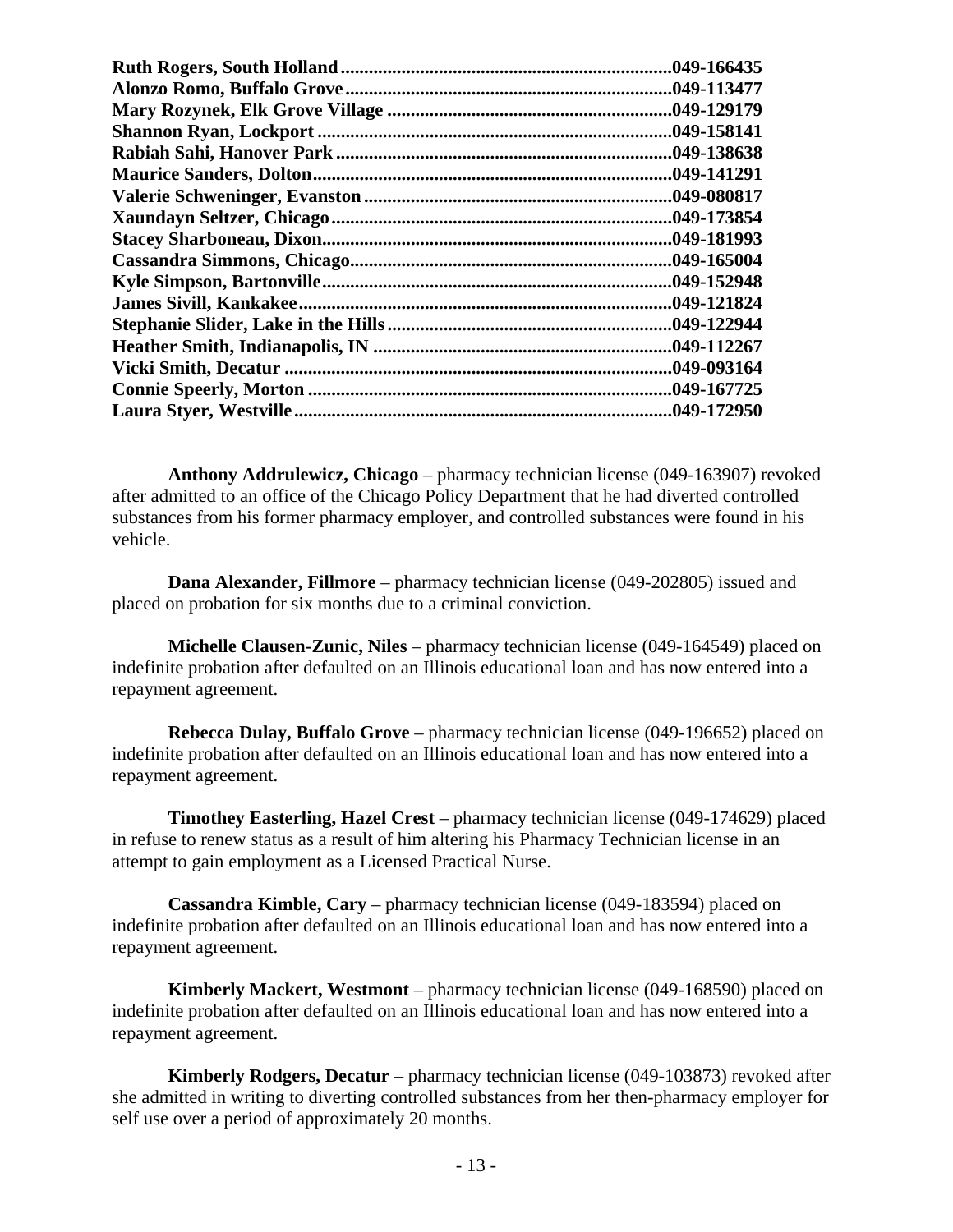**Ruth Rogers, South Holland**......................................................................**049-166435**
**Alonzo Romo, Buffalo Grove**.....................................................................**049-113477**
**Mary Rozynek, Elk Grove Village** ............................................................**049-129179**
**Shannon Ryan, Lockport** ...........................................................................**049-158141**
**Rabiah Sahi, Hanover Park** .......................................................................**049-138638**
**Maurice Sanders, Dolton**............................................................................**049-141291**
**Valerie Schweninger, Evanston**................................................................**049-080817**
**Xaundayn Seltzer, Chicago**.......................................................................**049-173854**
**Stacey Sharboneau, Dixon**..........................................................................**049-181993**
**Cassandra Simmons, Chicago**....................................................................**049-165004**
**Kyle Simpson, Bartonville**..........................................................................**049-152948**
**James Sivill, Kankakee**...............................................................................**049-121824**
**Stephanie Slider, Lake in the Hills**............................................................**049-122944**
**Heather Smith, Indianapolis, IN** ...............................................................**049-112267**
**Vicki Smith, Decatur** .................................................................................**049-093164**
**Connie Speerly, Morton** .............................................................................**049-167725**
**Laura Styer, Westville**................................................................................**049-172950**

**Anthony Addrulewicz, Chicago** – pharmacy technician license (049-163907) revoked after admitted to an office of the Chicago Policy Department that he had diverted controlled substances from his former pharmacy employer, and controlled substances were found in his vehicle.

**Dana Alexander, Fillmore** – pharmacy technician license (049-202805) issued and placed on probation for six months due to a criminal conviction.

**Michelle Clausen-Zunic, Niles** – pharmacy technician license (049-164549) placed on indefinite probation after defaulted on an Illinois educational loan and has now entered into a repayment agreement.

**Rebecca Dulay, Buffalo Grove** – pharmacy technician license (049-196652) placed on indefinite probation after defaulted on an Illinois educational loan and has now entered into a repayment agreement.

**Timothey Easterling, Hazel Crest** – pharmacy technician license (049-174629) placed in refuse to renew status as a result of him altering his Pharmacy Technician license in an attempt to gain employment as a Licensed Practical Nurse.

**Cassandra Kimble, Cary** – pharmacy technician license (049-183594) placed on indefinite probation after defaulted on an Illinois educational loan and has now entered into a repayment agreement.

**Kimberly Mackert, Westmont** – pharmacy technician license (049-168590) placed on indefinite probation after defaulted on an Illinois educational loan and has now entered into a repayment agreement.

**Kimberly Rodgers, Decatur** – pharmacy technician license (049-103873) revoked after she admitted in writing to diverting controlled substances from her then-pharmacy employer for self use over a period of approximately 20 months.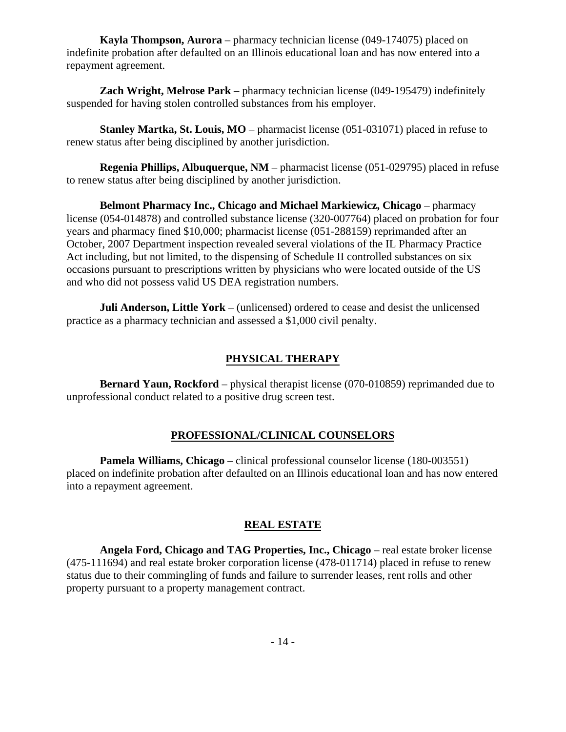**Kayla Thompson, Aurora** – pharmacy technician license (049-174075) placed on indefinite probation after defaulted on an Illinois educational loan and has now entered into a repayment agreement.

**Zach Wright, Melrose Park** – pharmacy technician license (049-195479) indefinitely suspended for having stolen controlled substances from his employer.

**Stanley Martka, St. Louis, MO** – pharmacist license (051-031071) placed in refuse to renew status after being disciplined by another jurisdiction.

**Regenia Phillips, Albuquerque, NM** – pharmacist license (051-029795) placed in refuse to renew status after being disciplined by another jurisdiction.

**Belmont Pharmacy Inc., Chicago and Michael Markiewicz, Chicago** – pharmacy license (054-014878) and controlled substance license (320-007764) placed on probation for four years and pharmacy fined $10,000; pharmacist license (051-288159) reprimanded after an October, 2007 Department inspection revealed several violations of the IL Pharmacy Practice Act including, but not limited, to the dispensing of Schedule II controlled substances on six occasions pursuant to prescriptions written by physicians who were located outside of the US and who did not possess valid US DEA registration numbers.

**Juli Anderson, Little York** – (unlicensed) ordered to cease and desist the unlicensed practice as a pharmacy technician and assessed a $1,000 civil penalty.

## PHYSICAL THERAPY

**Bernard Yaun, Rockford** – physical therapist license (070-010859) reprimanded due to unprofessional conduct related to a positive drug screen test.

## PROFESSIONAL/CLINICAL COUNSELORS

**Pamela Williams, Chicago** – clinical professional counselor license (180-003551) placed on indefinite probation after defaulted on an Illinois educational loan and has now entered into a repayment agreement.

## REAL ESTATE

**Angela Ford, Chicago and TAG Properties, Inc., Chicago** – real estate broker license (475-111694) and real estate broker corporation license (478-011714) placed in refuse to renew status due to their commingling of funds and failure to surrender leases, rent rolls and other property pursuant to a property management contract.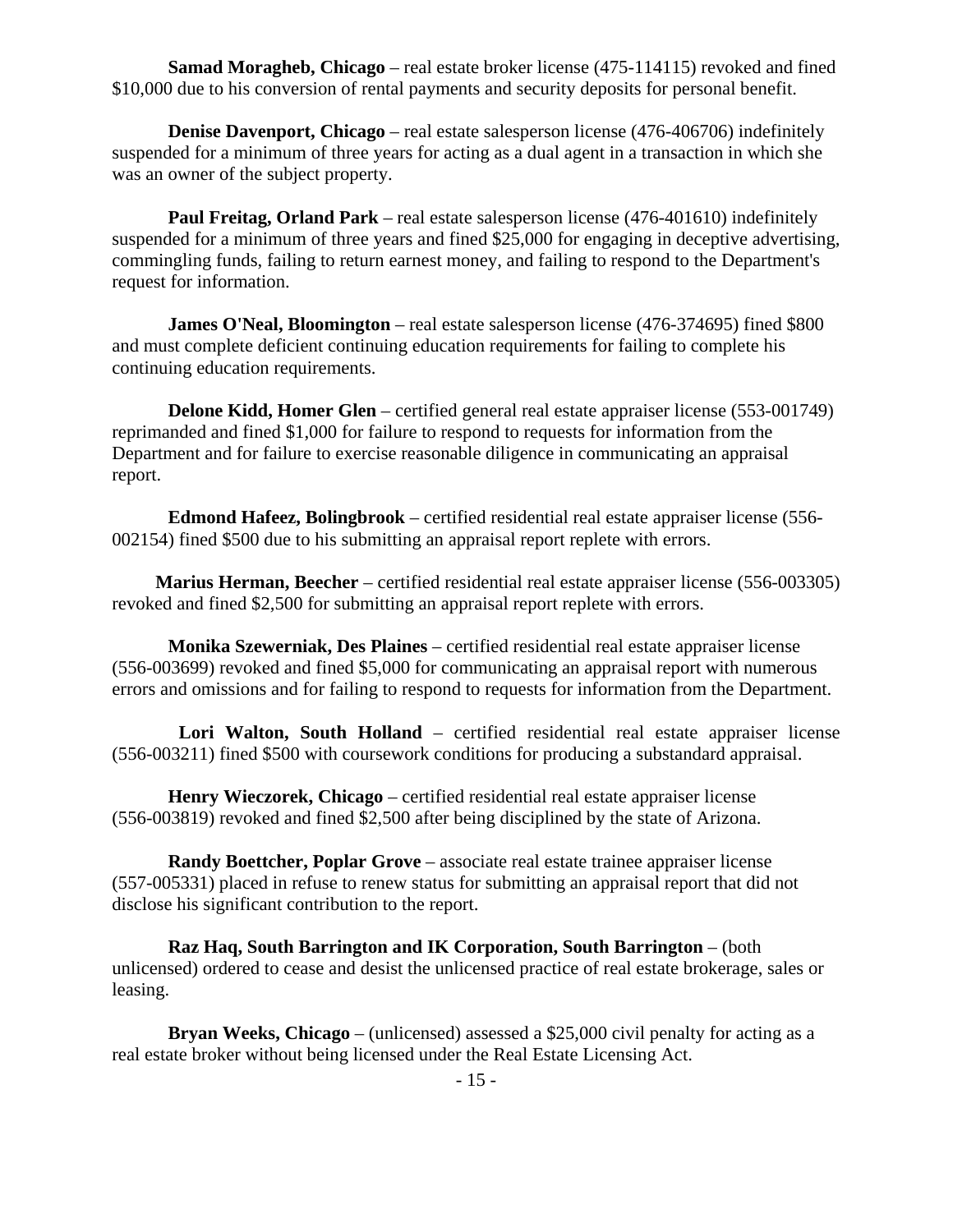**Samad Moragheb, Chicago** – real estate broker license (475-114115) revoked and fined $10,000 due to his conversion of rental payments and security deposits for personal benefit.

**Denise Davenport, Chicago** – real estate salesperson license (476-406706) indefinitely suspended for a minimum of three years for acting as a dual agent in a transaction in which she was an owner of the subject property.

**Paul Freitag, Orland Park** – real estate salesperson license (476-401610) indefinitely suspended for a minimum of three years and fined $25,000 for engaging in deceptive advertising, commingling funds, failing to return earnest money, and failing to respond to the Department's request for information.

**James O'Neal, Bloomington** – real estate salesperson license (476-374695) fined $800 and must complete deficient continuing education requirements for failing to complete his continuing education requirements.

**Delone Kidd, Homer Glen** – certified general real estate appraiser license (553-001749) reprimanded and fined $1,000 for failure to respond to requests for information from the Department and for failure to exercise reasonable diligence in communicating an appraisal report.

**Edmond Hafeez, Bolingbrook** – certified residential real estate appraiser license (556-002154) fined $500 due to his submitting an appraisal report replete with errors.

**Marius Herman, Beecher** – certified residential real estate appraiser license (556-003305) revoked and fined $2,500 for submitting an appraisal report replete with errors.

**Monika Szewerniak, Des Plaines** – certified residential real estate appraiser license (556-003699) revoked and fined $5,000 for communicating an appraisal report with numerous errors and omissions and for failing to respond to requests for information from the Department.

**Lori Walton, South Holland** – certified residential real estate appraiser license (556-003211) fined $500 with coursework conditions for producing a substandard appraisal.

**Henry Wieczorek, Chicago** – certified residential real estate appraiser license (556-003819) revoked and fined $2,500 after being disciplined by the state of Arizona.

**Randy Boettcher, Poplar Grove** – associate real estate trainee appraiser license (557-005331) placed in refuse to renew status for submitting an appraisal report that did not disclose his significant contribution to the report.

**Raz Haq, South Barrington and IK Corporation, South Barrington** – (both unlicensed) ordered to cease and desist the unlicensed practice of real estate brokerage, sales or leasing.

**Bryan Weeks, Chicago** – (unlicensed) assessed a $25,000 civil penalty for acting as a real estate broker without being licensed under the Real Estate Licensing Act.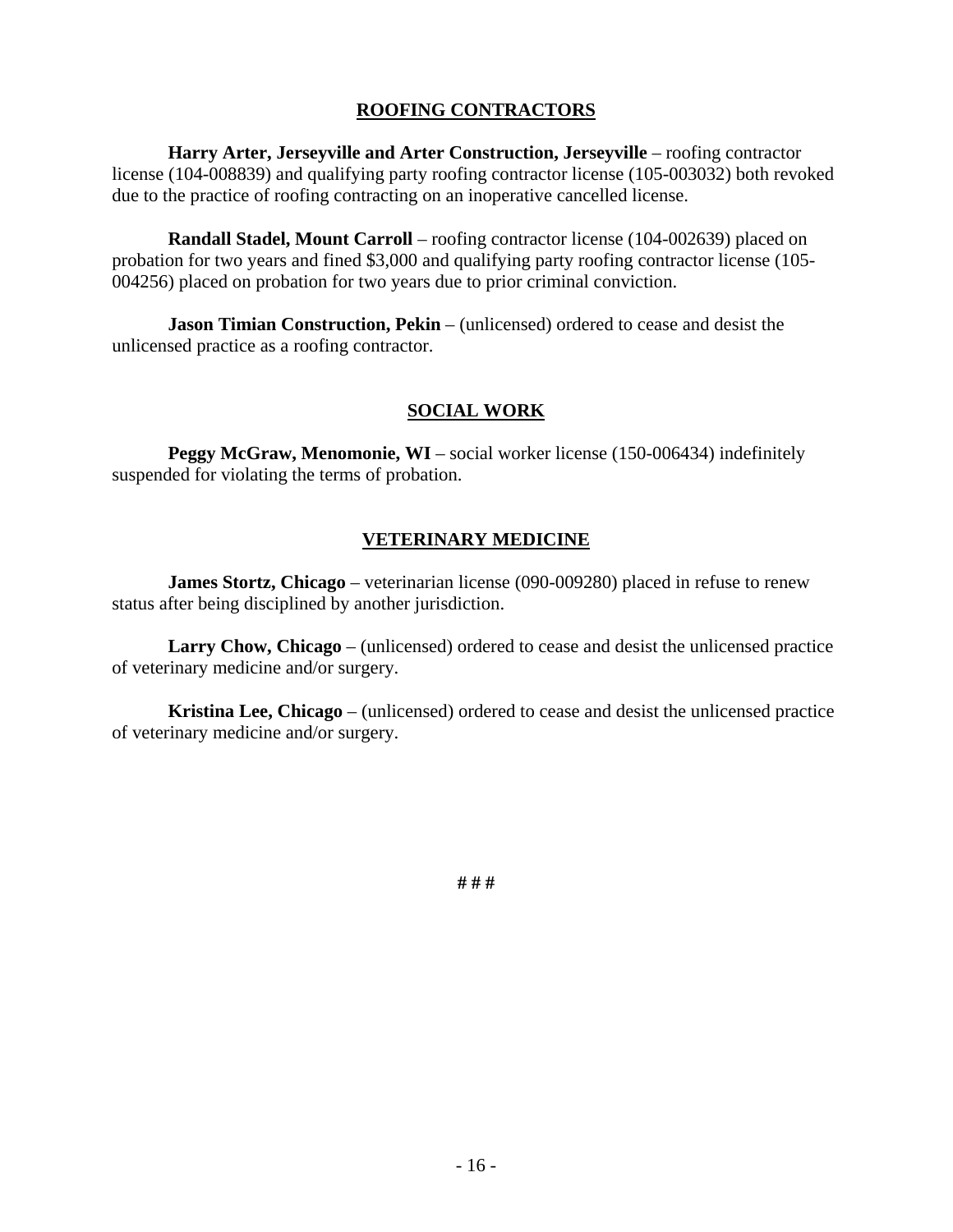## ROOFING CONTRACTORS

**Harry Arter, Jerseyville and Arter Construction, Jerseyville** – roofing contractor license (104-008839) and qualifying party roofing contractor license (105-003032) both revoked due to the practice of roofing contracting on an inoperative cancelled license.

**Randall Stadel, Mount Carroll** – roofing contractor license (104-002639) placed on probation for two years and fined $3,000 and qualifying party roofing contractor license (105-004256) placed on probation for two years due to prior criminal conviction.

**Jason Timian Construction, Pekin** – (unlicensed) ordered to cease and desist the unlicensed practice as a roofing contractor.

## SOCIAL WORK

**Peggy McGraw, Menomonie, WI** – social worker license (150-006434) indefinitely suspended for violating the terms of probation.

## VETERINARY MEDICINE

**James Stortz, Chicago** – veterinarian license (090-009280) placed in refuse to renew status after being disciplined by another jurisdiction.

**Larry Chow, Chicago** – (unlicensed) ordered to cease and desist the unlicensed practice of veterinary medicine and/or surgery.

**Kristina Lee, Chicago** – (unlicensed) ordered to cease and desist the unlicensed practice of veterinary medicine and/or surgery.

# # #